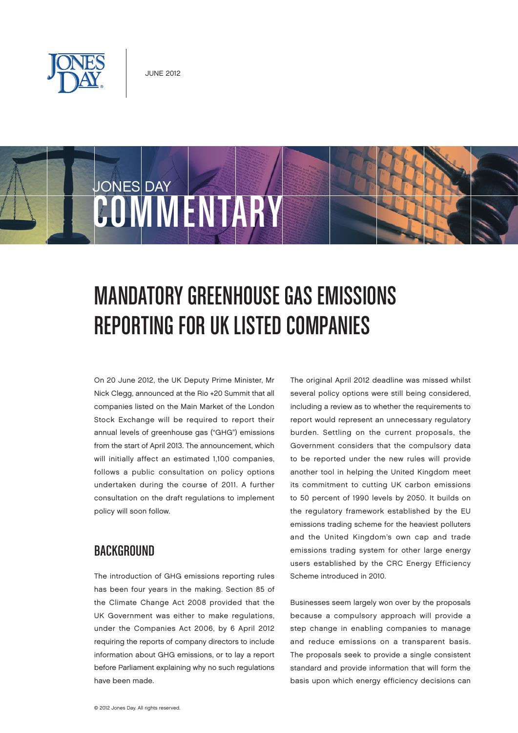JUNE 2012

# MANDATORY GREENHOUSE GAS EMISSIONS REPORTING FOR UK LISTED COMPANIES

On 20 June 2012, the UK Deputy Prime Minister, Mr Nick Clegg, announced at the Rio +20 Summit that all companies listed on the Main Market of the London Stock Exchange will be required to report their annual levels of greenhouse gas ("GHG") emissions from the start of April 2013. The announcement, which will initially affect an estimated 1,100 companies, follows a public consultation on policy options undertaken during the course of 2011. A further consultation on the draft regulations to implement policy will soon follow.

## BACKGROUND

The introduction of GHG emissions reporting rules has been four years in the making. Section 85 of the Climate Change Act 2008 provided that the UK Government was either to make regulations, under the Companies Act 2006, by 6 April 2012 requiring the reports of company directors to include information about GHG emissions, or to lay a report before Parliament explaining why no such regulations have been made.

The original April 2012 deadline was missed whilst several policy options were still being considered, including a review as to whether the requirements to report would represent an unnecessary regulatory burden. Settling on the current proposals, the Government considers that the compulsory data to be reported under the new rules will provide another tool in helping the United Kingdom meet its commitment to cutting UK carbon emissions to 50 percent of 1990 levels by 2050. It builds on the regulatory framework established by the EU emissions trading scheme for the heaviest polluters and the United Kingdom's own cap and trade emissions trading system for other large energy users established by the CRC Energy Efficiency Scheme introduced in 2010.

Businesses seem largely won over by the proposals because a compulsory approach will provide a step change in enabling companies to manage and reduce emissions on a transparent basis. The proposals seek to provide a single consistent standard and provide information that will form the basis upon which energy efficiency decisions can

© 2012 Jones Day. All rights reserved.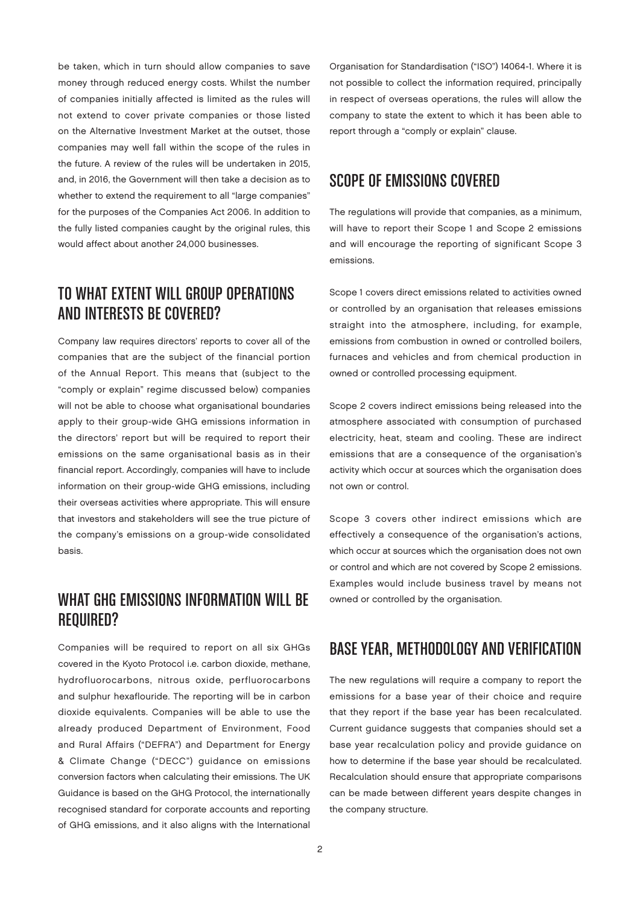be taken, which in turn should allow companies to save money through reduced energy costs. Whilst the number of companies initially affected is limited as the rules will not extend to cover private companies or those listed on the Alternative Investment Market at the outset, those companies may well fall within the scope of the rules in the future. A review of the rules will be undertaken in 2015, and, in 2016, the Government will then take a decision as to whether to extend the requirement to all "large companies" for the purposes of the Companies Act 2006. In addition to the fully listed companies caught by the original rules, this would affect about another 24,000 businesses.

## TO WHAT EXTENT WILL GROUP OPERATIONS AND INTERESTS BE COVERED?

Company law requires directors' reports to cover all of the companies that are the subject of the financial portion of the Annual Report. This means that (subject to the "comply or explain" regime discussed below) companies will not be able to choose what organisational boundaries apply to their group-wide GHG emissions information in the directors' report but will be required to report their emissions on the same organisational basis as in their financial report. Accordingly, companies will have to include information on their group-wide GHG emissions, including their overseas activities where appropriate. This will ensure that investors and stakeholders will see the true picture of the company's emissions on a group-wide consolidated basis.

## WHAT GHG EMISSIONS INFORMATION WILL BE REQUIRED?

Companies will be required to report on all six GHGs covered in the Kyoto Protocol i.e. carbon dioxide, methane, hydrofluorocarbons, nitrous oxide, perfluorocarbons and sulphur hexaflouride. The reporting will be in carbon dioxide equivalents. Companies will be able to use the already produced Department of Environment, Food and Rural Affairs ("DEFRA") and Department for Energy & Climate Change ("DECC") guidance on emissions conversion factors when calculating their emissions. The UK Guidance is based on the GHG Protocol, the internationally recognised standard for corporate accounts and reporting of GHG emissions, and it also aligns with the International Organisation for Standardisation ("ISO") 14064-1. Where it is not possible to collect the information required, principally in respect of overseas operations, the rules will allow the company to state the extent to which it has been able to report through a "comply or explain" clause.

## SCOPE OF EMISSIONS COVERED

The regulations will provide that companies, as a minimum, will have to report their Scope 1 and Scope 2 emissions and will encourage the reporting of significant Scope 3 emissions.

Scope 1 covers direct emissions related to activities owned or controlled by an organisation that releases emissions straight into the atmosphere, including, for example, emissions from combustion in owned or controlled boilers, furnaces and vehicles and from chemical production in owned or controlled processing equipment.

Scope 2 covers indirect emissions being released into the atmosphere associated with consumption of purchased electricity, heat, steam and cooling. These are indirect emissions that are a consequence of the organisation's activity which occur at sources which the organisation does not own or control.

Scope 3 covers other indirect emissions which are effectively a consequence of the organisation's actions, which occur at sources which the organisation does not own or control and which are not covered by Scope 2 emissions. Examples would include business travel by means not owned or controlled by the organisation.

## BASE YEAR, METHODOLOGY AND VERIFICATION

The new regulations will require a company to report the emissions for a base year of their choice and require that they report if the base year has been recalculated. Current guidance suggests that companies should set a base year recalculation policy and provide guidance on how to determine if the base year should be recalculated. Recalculation should ensure that appropriate comparisons can be made between different years despite changes in the company structure.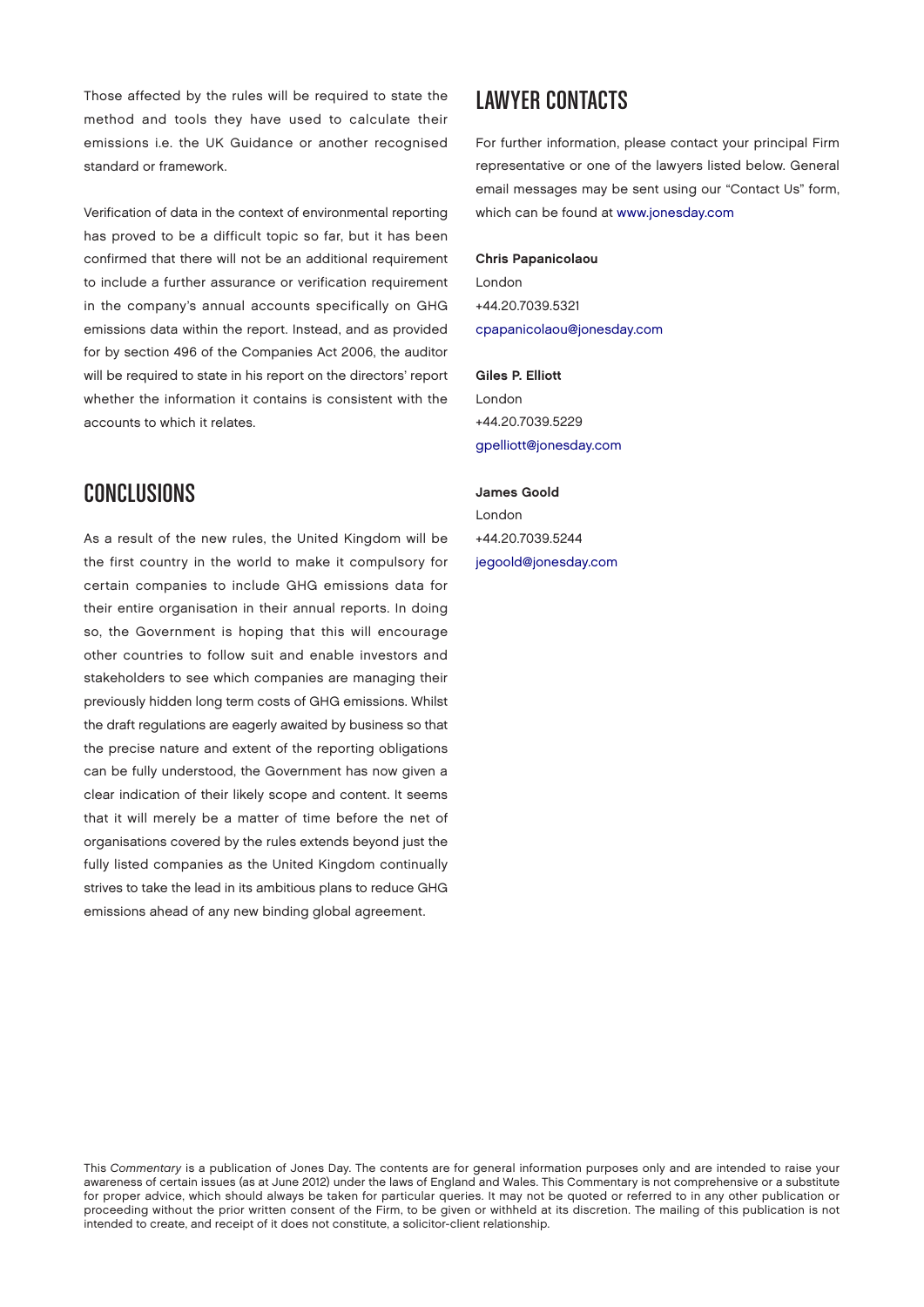Those affected by the rules will be required to state the method and tools they have used to calculate their emissions i.e. the UK Guidance or another recognised standard or framework.

Verification of data in the context of environmental reporting has proved to be a difficult topic so far, but it has been confirmed that there will not be an additional requirement to include a further assurance or verification requirement in the company's annual accounts specifically on GHG emissions data within the report. Instead, and as provided for by section 496 of the Companies Act 2006, the auditor will be required to state in his report on the directors' report whether the information it contains is consistent with the accounts to which it relates.

## CONCLUSIONS

As a result of the new rules, the United Kingdom will be the first country in the world to make it compulsory for certain companies to include GHG emissions data for their entire organisation in their annual reports. In doing so, the Government is hoping that this will encourage other countries to follow suit and enable investors and stakeholders to see which companies are managing their previously hidden long term costs of GHG emissions. Whilst the draft regulations are eagerly awaited by business so that the precise nature and extent of the reporting obligations can be fully understood, the Government has now given a clear indication of their likely scope and content. It seems that it will merely be a matter of time before the net of organisations covered by the rules extends beyond just the fully listed companies as the United Kingdom continually strives to take the lead in its ambitious plans to reduce GHG emissions ahead of any new binding global agreement.

## LAWYER CONTACTS

For further information, please contact your principal Firm representative or one of the lawyers listed below. General email messages may be sent using our "Contact Us" form, which can be found at www.jonesday.com

**Chris Papanicolaou**
London
+44.20.7039.5321
cpapanicolaou@jonesday.com

**Giles P. Elliott**
London
+44.20.7039.5229
gpelliott@jonesday.com

**James Goold**
London
+44.20.7039.5244
jegoold@jonesday.com

This *Commentary* is a publication of Jones Day. The contents are for general information purposes only and are intended to raise your awareness of certain issues (as at June 2012) under the laws of England and Wales. This Commentary is not comprehensive or a substitute for proper advice, which should always be taken for particular queries. It may not be quoted or referred to in any other publication or proceeding without the prior written consent of the Firm, to be given or withheld at its discretion. The mailing of this publication is not intended to create, and receipt of it does not constitute, a solicitor-client relationship.